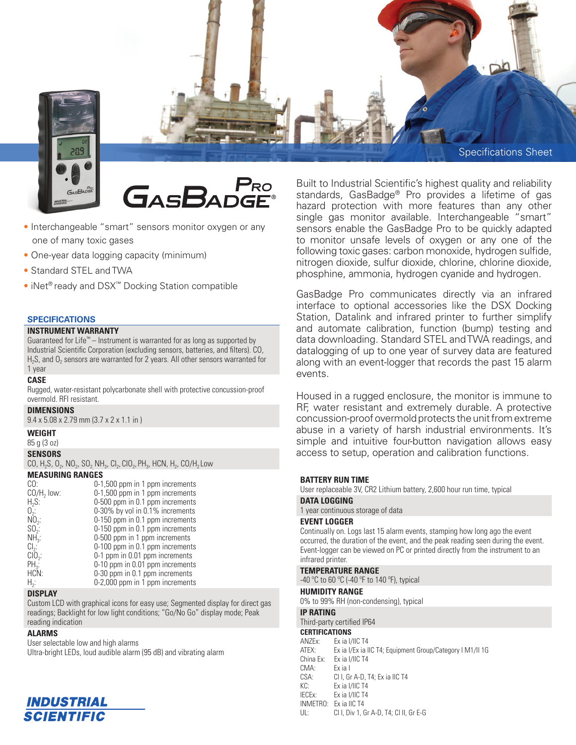Specifications Sheet

# GasBadge® Pro

- Interchangeable "smart" sensors monitor oxygen or any one of many toxic gases
- One-year data logging capacity (minimum)
- Standard STEL and TWA
- iNet® ready and DSX™ Docking Station compatible

Built to Industrial Scientific's highest quality and reliability standards, GasBadge® Pro provides a lifetime of gas hazard protection with more features than any other single gas monitor available. Interchangeable "smart" sensors enable the GasBadge Pro to be quickly adapted to monitor unsafe levels of oxygen or any one of the following toxic gases: carbon monoxide, hydrogen sulfide, nitrogen dioxide, sulfur dioxide, chlorine, chlorine dioxide, phosphine, ammonia, hydrogen cyanide and hydrogen.

GasBadge Pro communicates directly via an infrared interface to optional accessories like the DSX Docking Station, Datalink and infrared printer to further simplify and automate calibration, function (bump) testing and data downloading. Standard STEL and TWA readings, and datalogging of up to one year of survey data are featured along with an event-logger that records the past 15 alarm events.

Housed in a rugged enclosure, the monitor is immune to RF, water resistant and extremely durable. A protective concussion-proof overmold protects the unit from extreme abuse in a variety of harsh industrial environments. It's simple and intuitive four-button navigation allows easy access to setup, operation and calibration functions.

## SPECIFICATIONS

### INSTRUMENT WARRANTY

Guaranteed for Life™ – Instrument is warranted for as long as supported by Industrial Scientific Corporation (excluding sensors, batteries, and filters). CO, $H_2S$, and $O_2$ sensors are warranted for 2 years. All other sensors warranted for 1 year

### CASE

Rugged, water-resistant polycarbonate shell with protective concussion-proof overmold. RFI resistant.

### DIMENSIONS

9.4 x 5.08 x 2.79 mm (3.7 x 2 x 1.1 in )

### WEIGHT

85 g (3 oz)

### SENSORS

CO, $H_2S$, $O_2$, $NO_2$, $SO_2$ $NH_3$, $Cl_2$, $ClO_2$, $PH_3$, HCN, $H_2$, CO/$H_2$ Low

### MEASURING RANGES

| Gas | Range |
|---|---|
| CO: | 0-1,500 ppm in 1 ppm increments |
| CO/$H_2$ low: | 0-1,500 ppm in 1 ppm increments |
| $H_2S$: | 0-500 ppm in 0.1 ppm increments |
| $O_2$: | 0-30% by vol in 0.1% increments |
| $NO_2$: | 0-150 ppm in 0.1 ppm increments |
| $SO_2$: | 0-150 ppm in 0.1 ppm increments |
| $NH_3$: | 0-500 ppm in 1 ppm increments |
| $Cl_2$: | 0-100 ppm in 0.1 ppm increments |
| $ClO_2$: | 0-1 ppm in 0.01 ppm increments |
| $PH_3$: | 0-10 ppm in 0.01 ppm increments |
| HCN: | 0-30 ppm in 0.1 ppm increments |
| $H_2$: | 0-2,000 ppm in 1 ppm increments |

### DISPLAY

Custom LCD with graphical icons for easy use; Segmented display for direct gas readings; Backlight for low light conditions; "Go/No Go" display mode; Peak reading indication

### ALARMS

User selectable low and high alarms
Ultra-bright LEDs, loud audible alarm (95 dB) and vibrating alarm

### BATTERY RUN TIME

User replaceable 3V, CR2 Lithium battery, 2,600 hour run time, typical

### DATA LOGGING

1 year continuous storage of data

### EVENT LOGGER

Continually on. Logs last 15 alarm events, stamping how long ago the event occurred, the duration of the event, and the peak reading seen during the event. Event-logger can be viewed on PC or printed directly from the instrument to an infrared printer.

### TEMPERATURE RANGE

-40 °C to 60 °C (-40 °F to 140 °F), typical

### HUMIDITY RANGE

0% to 99% RH (non-condensing), typical

### IP RATING

Third-party certified IP64

### CERTIFICATIONS

| Agency | Certification |
|---|---|
| ANZEx: | Ex ia I/IIC T4 |
| ATEX: | Ex ia I/Ex ia IIC T4; Equipment Group/Category I M1/II 1G |
| China Ex: | Ex ia I/IIC T4 |
| CMA: | Ex ia I |
| CSA: | Cl I, Gr A-D, T4; Ex ia IIC T4 |
| KC: | Ex ia I/IIC T4 |
| IECEx: | Ex ia I/IIC T4 |
| INMETRO: | Ex ia IIC T4 |
| UL: | Cl I, Div 1, Gr A-D, T4; Cl II, Gr E-G |

INDUSTRIAL SCIENTIFIC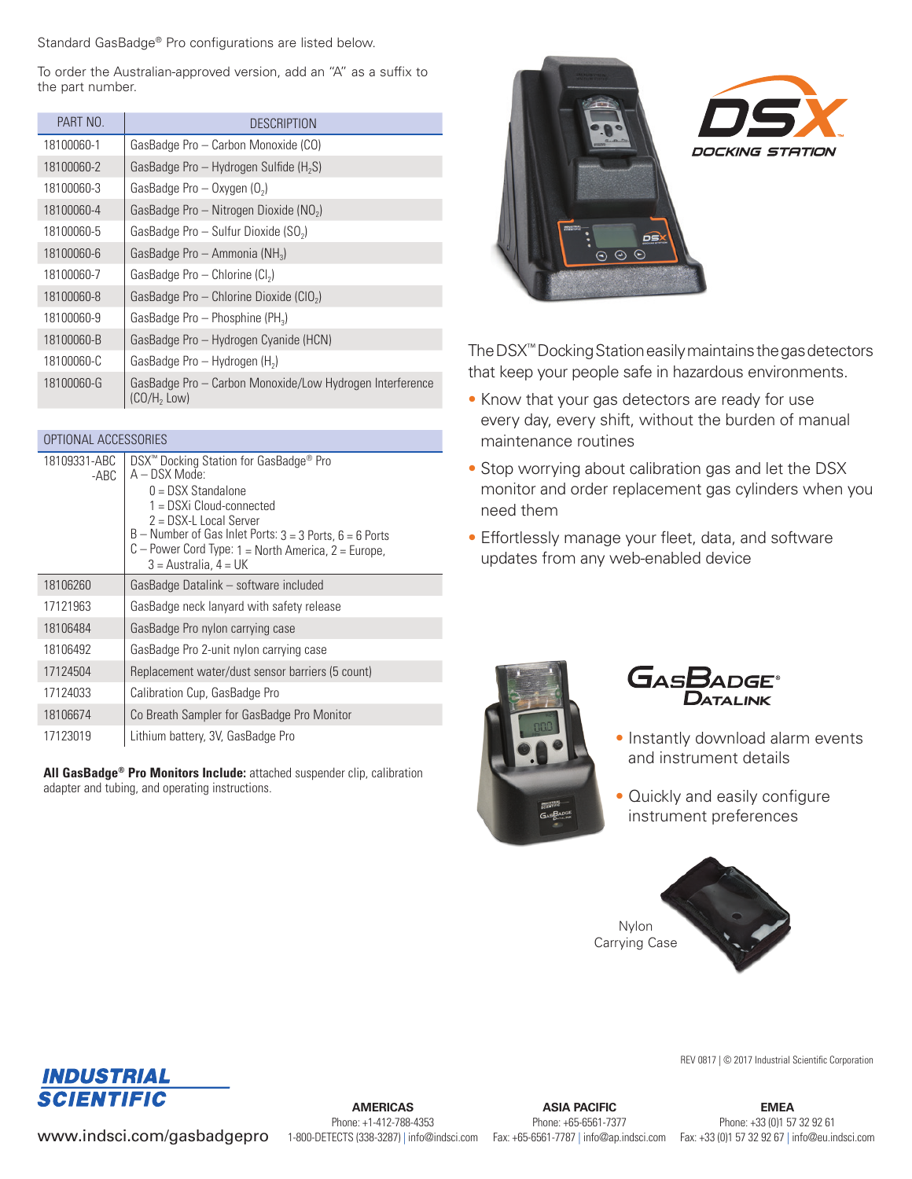Standard GasBadge® Pro configurations are listed below.

To order the Australian-approved version, add an "A" as a suffix to the part number.

| PART NO. | DESCRIPTION |
| --- | --- |
| 18100060-1 | GasBadge Pro – Carbon Monoxide (CO) |
| 18100060-2 | GasBadge Pro – Hydrogen Sulfide ($H_2S$) |
| 18100060-3 | GasBadge Pro – Oxygen ($O_2$) |
| 18100060-4 | GasBadge Pro – Nitrogen Dioxide ($NO_2$) |
| 18100060-5 | GasBadge Pro – Sulfur Dioxide ($SO_2$) |
| 18100060-6 | GasBadge Pro – Ammonia ($NH_3$) |
| 18100060-7 | GasBadge Pro – Chlorine ($Cl_2$) |
| 18100060-8 | GasBadge Pro – Chlorine Dioxide ($ClO_2$) |
| 18100060-9 | GasBadge Pro – Phosphine ($PH_3$) |
| 18100060-B | GasBadge Pro – Hydrogen Cyanide (HCN) |
| 18100060-C | GasBadge Pro – Hydrogen ($H_2$) |
| 18100060-G | GasBadge Pro – Carbon Monoxide/Low Hydrogen Interference ($CO/H_2$ Low) |

| OPTIONAL ACCESSORIES | |
| --- | --- |
| 18109331-ABC | DSX™ Docking Station for GasBadge® Pro<br>A – DSX Mode:<br>0 = DSX Standalone<br>1 = DSXi Cloud-connected<br>2 = DSX-L Local Server<br>B – Number of Gas Inlet Ports: 3 = 3 Ports, 6 = 6 Ports<br>C – Power Cord Type: 1 = North America, 2 = Europe, 3 = Australia, 4 = UK |
| 18106260 | GasBadge Datalink – software included |
| 17121963 | GasBadge neck lanyard with safety release |
| 18106484 | GasBadge Pro nylon carrying case |
| 18106492 | GasBadge Pro 2-unit nylon carrying case |
| 17124504 | Replacement water/dust sensor barriers (5 count) |
| 17124033 | Calibration Cup, GasBadge Pro |
| 18106674 | Co Breath Sampler for GasBadge Pro Monitor |
| 17123019 | Lithium battery, 3V, GasBadge Pro |

**All GasBadge® Pro Monitors Include:** attached suspender clip, calibration adapter and tubing, and operating instructions.

## DSX™ DOCKING STATION

The DSX™ Docking Station easily maintains the gas detectors that keep your people safe in hazardous environments.

- Know that your gas detectors are ready for use every day, every shift, without the burden of manual maintenance routines
- Stop worrying about calibration gas and let the DSX monitor and order replacement gas cylinders when you need them
- Effortlessly manage your fleet, data, and software updates from any web-enabled device

## GASBADGE® DATALINK

- Instantly download alarm events and instrument details
- Quickly and easily configure instrument preferences

Nylon Carrying Case

REV 0817 | © 2017 Industrial Scientific Corporation

INDUSTRIAL SCIENTIFIC

www.indsci.com/gasbadgepro

**AMERICAS**
Phone: +1-412-788-4353
1-800-DETECTS (338-3287) | info@indsci.com

**ASIA PACIFIC**
Phone: +65-6561-7377
Fax: +65-6561-7787 | info@ap.indsci.com

**EMEA**
Phone: +33 (0)1 57 32 92 61
Fax: +33 (0)1 57 32 92 67 | info@eu.indsci.com